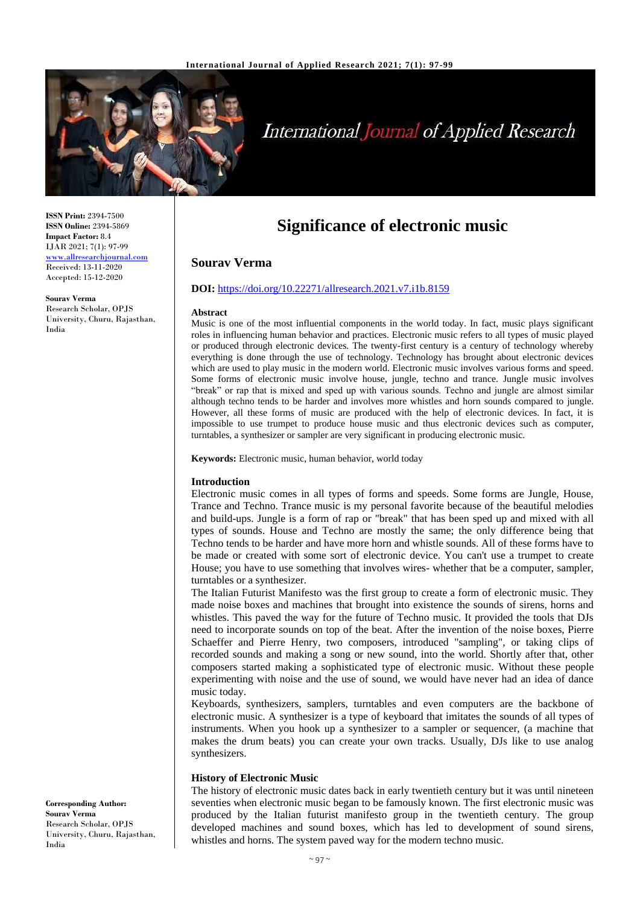ISSN Print: 2394-7500
ISSN Online: 2394-5869
Impact Factor: 8.4
IJAR 2021; 7(1): 97-99
www.allresearchjournal.com
Received: 13-11-2020
Accepted: 15-12-2020

**Sourav Verma**
Research Scholar, OPJS University, Churu, Rajasthan, India

**Corresponding Author:**
**Sourav Verma**
Research Scholar, OPJS University, Churu, Rajasthan, India

# Significance of electronic music

## Sourav Verma

**DOI:** https://doi.org/10.22271/allresearch.2021.v7.i1b.8159

### Abstract

Music is one of the most influential components in the world today. In fact, music plays significant roles in influencing human behavior and practices. Electronic music refers to all types of music played or produced through electronic devices. The twenty-first century is a century of technology whereby everything is done through the use of technology. Technology has brought about electronic devices which are used to play music in the modern world. Electronic music involves various forms and speed. Some forms of electronic music involve house, jungle, techno and trance. Jungle music involves "break" or rap that is mixed and sped up with various sounds. Techno and jungle are almost similar although techno tends to be harder and involves more whistles and horn sounds compared to jungle. However, all these forms of music are produced with the help of electronic devices. In fact, it is impossible to use trumpet to produce house music and thus electronic devices such as computer, turntables, a synthesizer or sampler are very significant in producing electronic music.

**Keywords:** Electronic music, human behavior, world today

### Introduction

Electronic music comes in all types of forms and speeds. Some forms are Jungle, House, Trance and Techno. Trance music is my personal favorite because of the beautiful melodies and build-ups. Jungle is a form of rap or "break" that has been sped up and mixed with all types of sounds. House and Techno are mostly the same; the only difference being that Techno tends to be harder and have more horn and whistle sounds. All of these forms have to be made or created with some sort of electronic device. You can't use a trumpet to create House; you have to use something that involves wires- whether that be a computer, sampler, turntables or a synthesizer.

The Italian Futurist Manifesto was the first group to create a form of electronic music. They made noise boxes and machines that brought into existence the sounds of sirens, horns and whistles. This paved the way for the future of Techno music. It provided the tools that DJs need to incorporate sounds on top of the beat. After the invention of the noise boxes, Pierre Schaeffer and Pierre Henry, two composers, introduced "sampling", or taking clips of recorded sounds and making a song or new sound, into the world. Shortly after that, other composers started making a sophisticated type of electronic music. Without these people experimenting with noise and the use of sound, we would have never had an idea of dance music today.

Keyboards, synthesizers, samplers, turntables and even computers are the backbone of electronic music. A synthesizer is a type of keyboard that imitates the sounds of all types of instruments. When you hook up a synthesizer to a sampler or sequencer, (a machine that makes the drum beats) you can create your own tracks. Usually, DJs like to use analog synthesizers.

### History of Electronic Music

The history of electronic music dates back in early twentieth century but it was until nineteen seventies when electronic music began to be famously known. The first electronic music was produced by the Italian futurist manifesto group in the twentieth century. The group developed machines and sound boxes, which has led to development of sound sirens, whistles and horns. The system paved way for the modern techno music.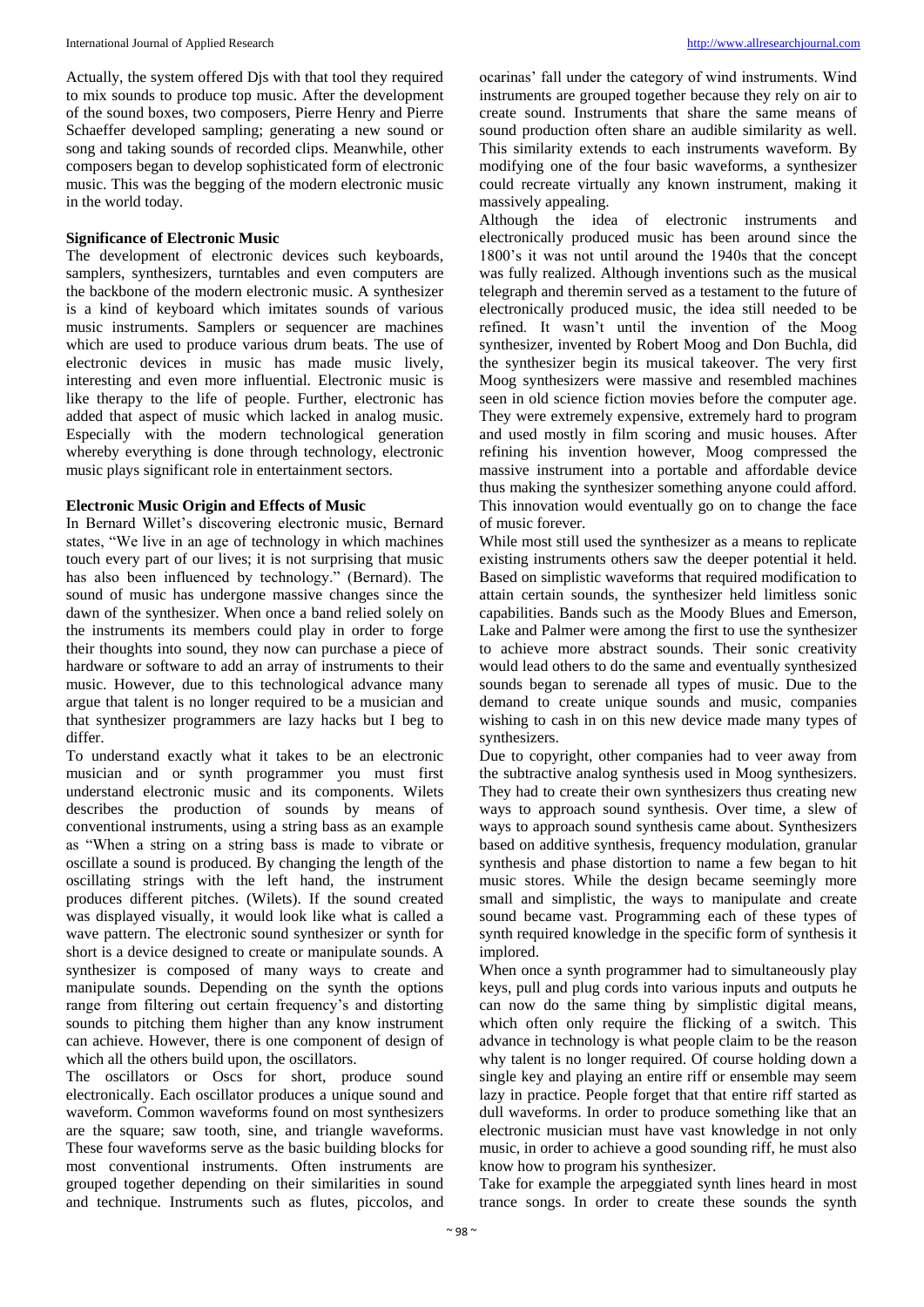Actually, the system offered Djs with that tool they required to mix sounds to produce top music. After the development of the sound boxes, two composers, Pierre Henry and Pierre Schaeffer developed sampling; generating a new sound or song and taking sounds of recorded clips. Meanwhile, other composers began to develop sophisticated form of electronic music. This was the begging of the modern electronic music in the world today.

**Significance of Electronic Music**

The development of electronic devices such keyboards, samplers, synthesizers, turntables and even computers are the backbone of the modern electronic music. A synthesizer is a kind of keyboard which imitates sounds of various music instruments. Samplers or sequencer are machines which are used to produce various drum beats. The use of electronic devices in music has made music lively, interesting and even more influential. Electronic music is like therapy to the life of people. Further, electronic has added that aspect of music which lacked in analog music. Especially with the modern technological generation whereby everything is done through technology, electronic music plays significant role in entertainment sectors.

**Electronic Music Origin and Effects of Music**

In Bernard Willet's discovering electronic music, Bernard states, "We live in an age of technology in which machines touch every part of our lives; it is not surprising that music has also been influenced by technology." (Bernard). The sound of music has undergone massive changes since the dawn of the synthesizer. When once a band relied solely on the instruments its members could play in order to forge their thoughts into sound, they now can purchase a piece of hardware or software to add an array of instruments to their music. However, due to this technological advance many argue that talent is no longer required to be a musician and that synthesizer programmers are lazy hacks but I beg to differ.

To understand exactly what it takes to be an electronic musician and or synth programmer you must first understand electronic music and its components. Wilets describes the production of sounds by means of conventional instruments, using a string bass as an example as "When a string on a string bass is made to vibrate or oscillate a sound is produced. By changing the length of the oscillating strings with the left hand, the instrument produces different pitches. (Wilets). If the sound created was displayed visually, it would look like what is called a wave pattern. The electronic sound synthesizer or synth for short is a device designed to create or manipulate sounds. A synthesizer is composed of many ways to create and manipulate sounds. Depending on the synth the options range from filtering out certain frequency's and distorting sounds to pitching them higher than any know instrument can achieve. However, there is one component of design of which all the others build upon, the oscillators.

The oscillators or Oscs for short, produce sound electronically. Each oscillator produces a unique sound and waveform. Common waveforms found on most synthesizers are the square; saw tooth, sine, and triangle waveforms. These four waveforms serve as the basic building blocks for most conventional instruments. Often instruments are grouped together depending on their similarities in sound and technique. Instruments such as flutes, piccolos, and ocarinas' fall under the category of wind instruments. Wind instruments are grouped together because they rely on air to create sound. Instruments that share the same means of sound production often share an audible similarity as well. This similarity extends to each instruments waveform. By modifying one of the four basic waveforms, a synthesizer could recreate virtually any known instrument, making it massively appealing.

Although the idea of electronic instruments and electronically produced music has been around since the 1800's it was not until around the 1940s that the concept was fully realized. Although inventions such as the musical telegraph and theremin served as a testament to the future of electronically produced music, the idea still needed to be refined. It wasn't until the invention of the Moog synthesizer, invented by Robert Moog and Don Buchla, did the synthesizer begin its musical takeover. The very first Moog synthesizers were massive and resembled machines seen in old science fiction movies before the computer age. They were extremely expensive, extremely hard to program and used mostly in film scoring and music houses. After refining his invention however, Moog compressed the massive instrument into a portable and affordable device thus making the synthesizer something anyone could afford. This innovation would eventually go on to change the face of music forever.

While most still used the synthesizer as a means to replicate existing instruments others saw the deeper potential it held. Based on simplistic waveforms that required modification to attain certain sounds, the synthesizer held limitless sonic capabilities. Bands such as the Moody Blues and Emerson, Lake and Palmer were among the first to use the synthesizer to achieve more abstract sounds. Their sonic creativity would lead others to do the same and eventually synthesized sounds began to serenade all types of music. Due to the demand to create unique sounds and music, companies wishing to cash in on this new device made many types of synthesizers.

Due to copyright, other companies had to veer away from the subtractive analog synthesis used in Moog synthesizers. They had to create their own synthesizers thus creating new ways to approach sound synthesis. Over time, a slew of ways to approach sound synthesis came about. Synthesizers based on additive synthesis, frequency modulation, granular synthesis and phase distortion to name a few began to hit music stores. While the design became seemingly more small and simplistic, the ways to manipulate and create sound became vast. Programming each of these types of synth required knowledge in the specific form of synthesis it implored.

When once a synth programmer had to simultaneously play keys, pull and plug cords into various inputs and outputs he can now do the same thing by simplistic digital means, which often only require the flicking of a switch. This advance in technology is what people claim to be the reason why talent is no longer required. Of course holding down a single key and playing an entire riff or ensemble may seem lazy in practice. People forget that that entire riff started as dull waveforms. In order to produce something like that an electronic musician must have vast knowledge in not only music, in order to achieve a good sounding riff, he must also know how to program his synthesizer.

Take for example the arpeggiated synth lines heard in most trance songs. In order to create these sounds the synth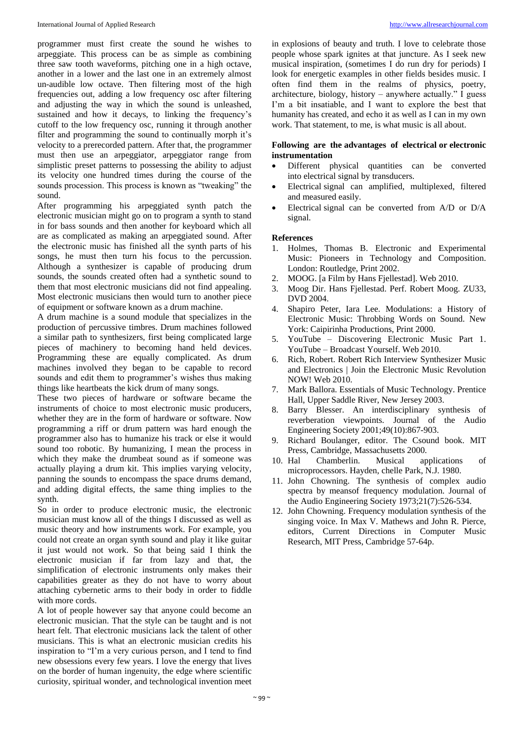programmer must first create the sound he wishes to arpeggiate. This process can be as simple as combining three saw tooth waveforms, pitching one in a high octave, another in a lower and the last one in an extremely almost un-audible low octave. Then filtering most of the high frequencies out, adding a low frequency osc after filtering and adjusting the way in which the sound is unleashed, sustained and how it decays, to linking the frequency's cutoff to the low frequency osc, running it through another filter and programming the sound to continually morph it's velocity to a prerecorded pattern. After that, the programmer must then use an arpeggiator, arpeggiator range from simplistic preset patterns to possessing the ability to adjust its velocity one hundred times during the course of the sounds procession. This process is known as "tweaking" the sound.

After programming his arpeggiated synth patch the electronic musician might go on to program a synth to stand in for bass sounds and then another for keyboard which all are as complicated as making an arpeggiated sound. After the electronic music has finished all the synth parts of his songs, he must then turn his focus to the percussion. Although a synthesizer is capable of producing drum sounds, the sounds created often had a synthetic sound to them that most electronic musicians did not find appealing. Most electronic musicians then would turn to another piece of equipment or software known as a drum machine.

A drum machine is a sound module that specializes in the production of percussive timbres. Drum machines followed a similar path to synthesizers, first being complicated large pieces of machinery to becoming hand held devices. Programming these are equally complicated. As drum machines involved they began to be capable to record sounds and edit them to programmer's wishes thus making things like heartbeats the kick drum of many songs.

These two pieces of hardware or software became the instruments of choice to most electronic music producers, whether they are in the form of hardware or software. Now programming a riff or drum pattern was hard enough the programmer also has to humanize his track or else it would sound too robotic. By humanizing, I mean the process in which they make the drumbeat sound as if someone was actually playing a drum kit. This implies varying velocity, panning the sounds to encompass the space drums demand, and adding digital effects, the same thing implies to the synth.

So in order to produce electronic music, the electronic musician must know all of the things I discussed as well as music theory and how instruments work. For example, you could not create an organ synth sound and play it like guitar it just would not work. So that being said I think the electronic musician if far from lazy and that, the simplification of electronic instruments only makes their capabilities greater as they do not have to worry about attaching cybernetic arms to their body in order to fiddle with more cords.

A lot of people however say that anyone could become an electronic musician. That the style can be taught and is not heart felt. That electronic musicians lack the talent of other musicians. This is what an electronic musician credits his inspiration to "I'm a very curious person, and I tend to find new obsessions every few years. I love the energy that lives on the border of human ingenuity, the edge where scientific curiosity, spiritual wonder, and technological invention meet in explosions of beauty and truth. I love to celebrate those people whose spark ignites at that juncture. As I seek new musical inspiration, (sometimes I do run dry for periods) I look for energetic examples in other fields besides music. I often find them in the realms of physics, poetry, architecture, biology, history – anywhere actually." I guess I'm a bit insatiable, and I want to explore the best that humanity has created, and echo it as well as I can in my own work. That statement, to me, is what music is all about.

**Following are the advantages of electrical or electronic instrumentation**

- Different physical quantities can be converted into electrical signal by transducers.
- Electrical signal can amplified, multiplexed, filtered and measured easily.
- Electrical signal can be converted from A/D or D/A signal.

## References

1. Holmes, Thomas B. Electronic and Experimental Music: Pioneers in Technology and Composition. London: Routledge, Print 2002.
2. MOOG. [a Film by Hans Fjellestad]. Web 2010.
3. Moog Dir. Hans Fjellestad. Perf. Robert Moog. ZU33, DVD 2004.
4. Shapiro Peter, Iara Lee. Modulations: a History of Electronic Music: Throbbing Words on Sound. New York: Caipirinha Productions, Print 2000.
5. YouTube – Discovering Electronic Music Part 1. YouTube – Broadcast Yourself. Web 2010.
6. Rich, Robert. Robert Rich Interview Synthesizer Music and Electronics | Join the Electronic Music Revolution NOW! Web 2010.
7. Mark Ballora. Essentials of Music Technology. Prentice Hall, Upper Saddle River, New Jersey 2003.
8. Barry Blesser. An interdisciplinary synthesis of reverberation viewpoints. Journal of the Audio Engineering Society 2001;49(10):867-903.
9. Richard Boulanger, editor. The Csound book. MIT Press, Cambridge, Massachusetts 2000.
10. Hal Chamberlin. Musical applications of microprocessors. Hayden, chelle Park, N.J. 1980.
11. John Chowning. The synthesis of complex audio spectra by meansof frequency modulation. Journal of the Audio Engineering Society 1973;21(7):526-534.
12. John Chowning. Frequency modulation synthesis of the singing voice. In Max V. Mathews and John R. Pierce, editors, Current Directions in Computer Music Research, MIT Press, Cambridge 57-64p.